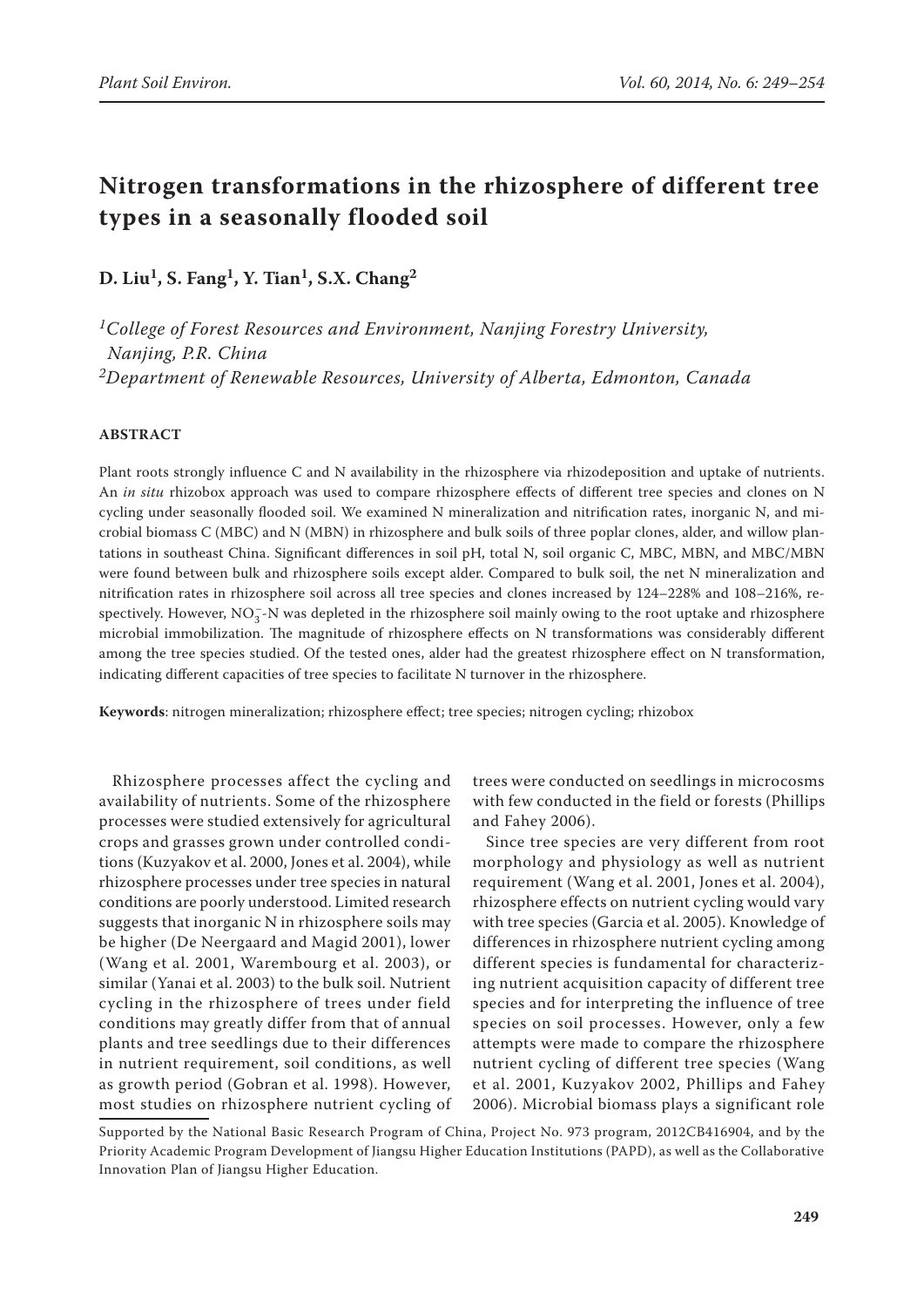# Nitrogen transformations in the rhizosphere of different tree types in a seasonally flooded soil

**D. Liu[1], S. Fang[1], Y. Tian[1], S.X. Chang[2]**

*[1]College of Forest Resources and Environment, Nanjing Forestry University, Nanjing, P.R. China*
*[2]Department of Renewable Resources, University of Alberta, Edmonton, Canada*

## ABSTRACT

Plant roots strongly influence C and N availability in the rhizosphere via rhizodeposition and uptake of nutrients. An *in situ* rhizobox approach was used to compare rhizosphere effects of different tree species and clones on N cycling under seasonally flooded soil. We examined N mineralization and nitrification rates, inorganic N, and microbial biomass C (MBC) and N (MBN) in rhizosphere and bulk soils of three poplar clones, alder, and willow plantations in southeast China. Significant differences in soil pH, total N, soil organic C, MBC, MBN, and MBC/MBN were found between bulk and rhizosphere soils except alder. Compared to bulk soil, the net N mineralization and nitrification rates in rhizosphere soil across all tree species and clones increased by 124–228% and 108–216%, respectively. However, $NO_3^-$-N was depleted in the rhizosphere soil mainly owing to the root uptake and rhizosphere microbial immobilization. The magnitude of rhizosphere effects on N transformations was considerably different among the tree species studied. Of the tested ones, alder had the greatest rhizosphere effect on N transformation, indicating different capacities of tree species to facilitate N turnover in the rhizosphere.

**Keywords**: nitrogen mineralization; rhizosphere effect; tree species; nitrogen cycling; rhizobox

Rhizosphere processes affect the cycling and availability of nutrients. Some of the rhizosphere processes were studied extensively for agricultural crops and grasses grown under controlled conditions (Kuzyakov et al. 2000, Jones et al. 2004), while rhizosphere processes under tree species in natural conditions are poorly understood. Limited research suggests that inorganic N in rhizosphere soils may be higher (De Neergaard and Magid 2001), lower (Wang et al. 2001, Warembourg et al. 2003), or similar (Yanai et al. 2003) to the bulk soil. Nutrient cycling in the rhizosphere of trees under field conditions may greatly differ from that of annual plants and tree seedlings due to their differences in nutrient requirement, soil conditions, as well as growth period (Gobran et al. 1998). However, most studies on rhizosphere nutrient cycling of trees were conducted on seedlings in microcosms with few conducted in the field or forests (Phillips and Fahey 2006).

Since tree species are very different from root morphology and physiology as well as nutrient requirement (Wang et al. 2001, Jones et al. 2004), rhizosphere effects on nutrient cycling would vary with tree species (Garcia et al. 2005). Knowledge of differences in rhizosphere nutrient cycling among different species is fundamental for characterizing nutrient acquisition capacity of different tree species and for interpreting the influence of tree species on soil processes. However, only a few attempts were made to compare the rhizosphere nutrient cycling of different tree species (Wang et al. 2001, Kuzyakov 2002, Phillips and Fahey 2006). Microbial biomass plays a significant role

Supported by the National Basic Research Program of China, Project No. 973 program, 2012CB416904, and by the Priority Academic Program Development of Jiangsu Higher Education Institutions (PAPD), as well as the Collaborative Innovation Plan of Jiangsu Higher Education.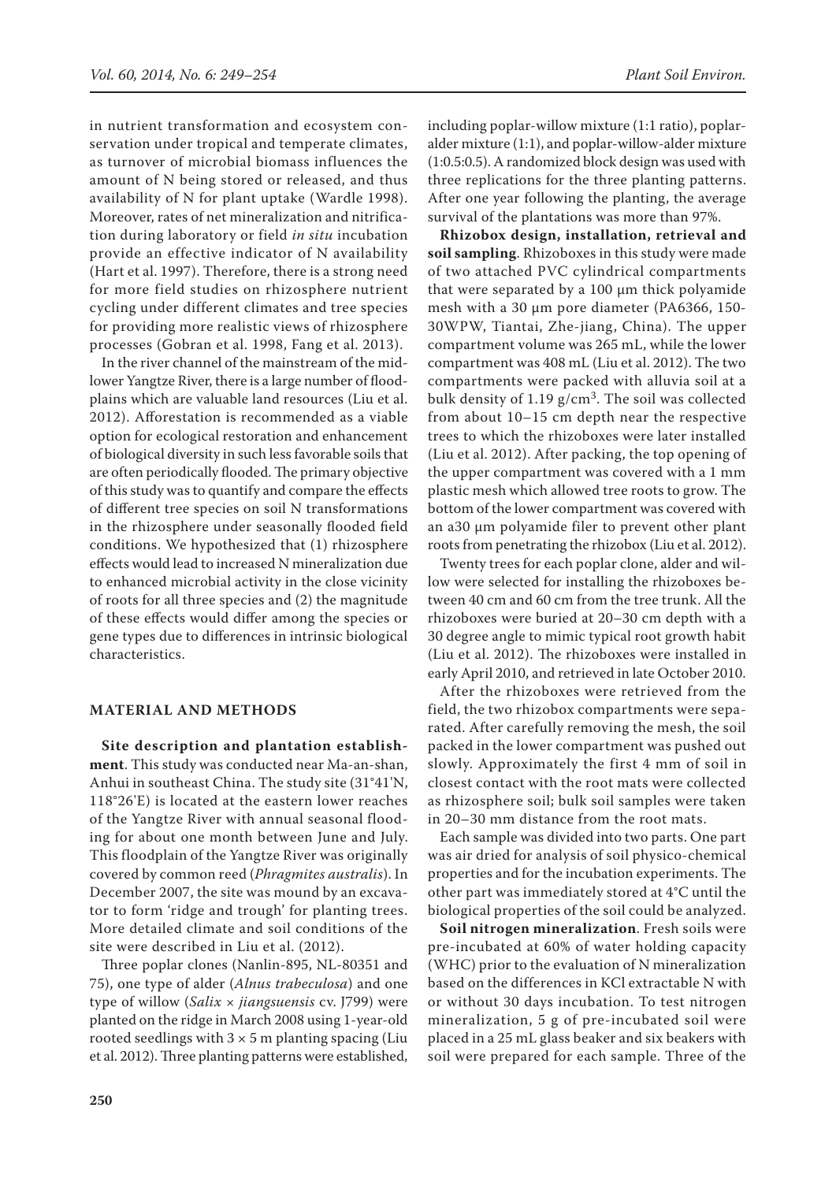in nutrient transformation and ecosystem conservation under tropical and temperate climates, as turnover of microbial biomass influences the amount of N being stored or released, and thus availability of N for plant uptake (Wardle 1998). Moreover, rates of net mineralization and nitrification during laboratory or field *in situ* incubation provide an effective indicator of N availability (Hart et al. 1997). Therefore, there is a strong need for more field studies on rhizosphere nutrient cycling under different climates and tree species for providing more realistic views of rhizosphere processes (Gobran et al. 1998, Fang et al. 2013).

In the river channel of the mainstream of the mid-lower Yangtze River, there is a large number of floodplains which are valuable land resources (Liu et al. 2012). Afforestation is recommended as a viable option for ecological restoration and enhancement of biological diversity in such less favorable soils that are often periodically flooded. The primary objective of this study was to quantify and compare the effects of different tree species on soil N transformations in the rhizosphere under seasonally flooded field conditions. We hypothesized that (1) rhizosphere effects would lead to increased N mineralization due to enhanced microbial activity in the close vicinity of roots for all three species and (2) the magnitude of these effects would differ among the species or gene types due to differences in intrinsic biological characteristics.

## MATERIAL AND METHODS

**Site description and plantation establishment**. This study was conducted near Ma-an-shan, Anhui in southeast China. The study site (31°41'N, 118°26'E) is located at the eastern lower reaches of the Yangtze River with annual seasonal flooding for about one month between June and July. This floodplain of the Yangtze River was originally covered by common reed (*Phragmites australis*). In December 2007, the site was mound by an excavator to form 'ridge and trough' for planting trees. More detailed climate and soil conditions of the site were described in Liu et al. (2012).

Three poplar clones (Nanlin-895, NL-80351 and 75), one type of alder (*Alnus trabeculosa*) and one type of willow (*Salix* × *jiangsuensis* cv. J799) were planted on the ridge in March 2008 using 1-year-old rooted seedlings with 3 × 5 m planting spacing (Liu et al. 2012). Three planting patterns were established, including poplar-willow mixture (1:1 ratio), poplar-alder mixture (1:1), and poplar-willow-alder mixture (1:0.5:0.5). A randomized block design was used with three replications for the three planting patterns. After one year following the planting, the average survival of the plantations was more than 97%.

**Rhizobox design, installation, retrieval and soil sampling**. Rhizoboxes in this study were made of two attached PVC cylindrical compartments that were separated by a 100 μm thick polyamide mesh with a 30 μm pore diameter (PA6366, 150-30WPW, Tiantai, Zhe-jiang, China). The upper compartment volume was 265 mL, while the lower compartment was 408 mL (Liu et al. 2012). The two compartments were packed with alluvia soil at a bulk density of 1.19 g/cm$^3$. The soil was collected from about 10–15 cm depth near the respective trees to which the rhizoboxes were later installed (Liu et al. 2012). After packing, the top opening of the upper compartment was covered with a 1 mm plastic mesh which allowed tree roots to grow. The bottom of the lower compartment was covered with an a30 μm polyamide filer to prevent other plant roots from penetrating the rhizobox (Liu et al. 2012).

Twenty trees for each poplar clone, alder and willow were selected for installing the rhizoboxes between 40 cm and 60 cm from the tree trunk. All the rhizoboxes were buried at 20–30 cm depth with a 30 degree angle to mimic typical root growth habit (Liu et al. 2012). The rhizoboxes were installed in early April 2010, and retrieved in late October 2010.

After the rhizoboxes were retrieved from the field, the two rhizobox compartments were separated. After carefully removing the mesh, the soil packed in the lower compartment was pushed out slowly. Approximately the first 4 mm of soil in closest contact with the root mats were collected as rhizosphere soil; bulk soil samples were taken in 20–30 mm distance from the root mats.

Each sample was divided into two parts. One part was air dried for analysis of soil physico-chemical properties and for the incubation experiments. The other part was immediately stored at 4°C until the biological properties of the soil could be analyzed.

**Soil nitrogen mineralization**. Fresh soils were pre-incubated at 60% of water holding capacity (WHC) prior to the evaluation of N mineralization based on the differences in KCl extractable N with or without 30 days incubation. To test nitrogen mineralization, 5 g of pre-incubated soil were placed in a 25 mL glass beaker and six beakers with soil were prepared for each sample. Three of the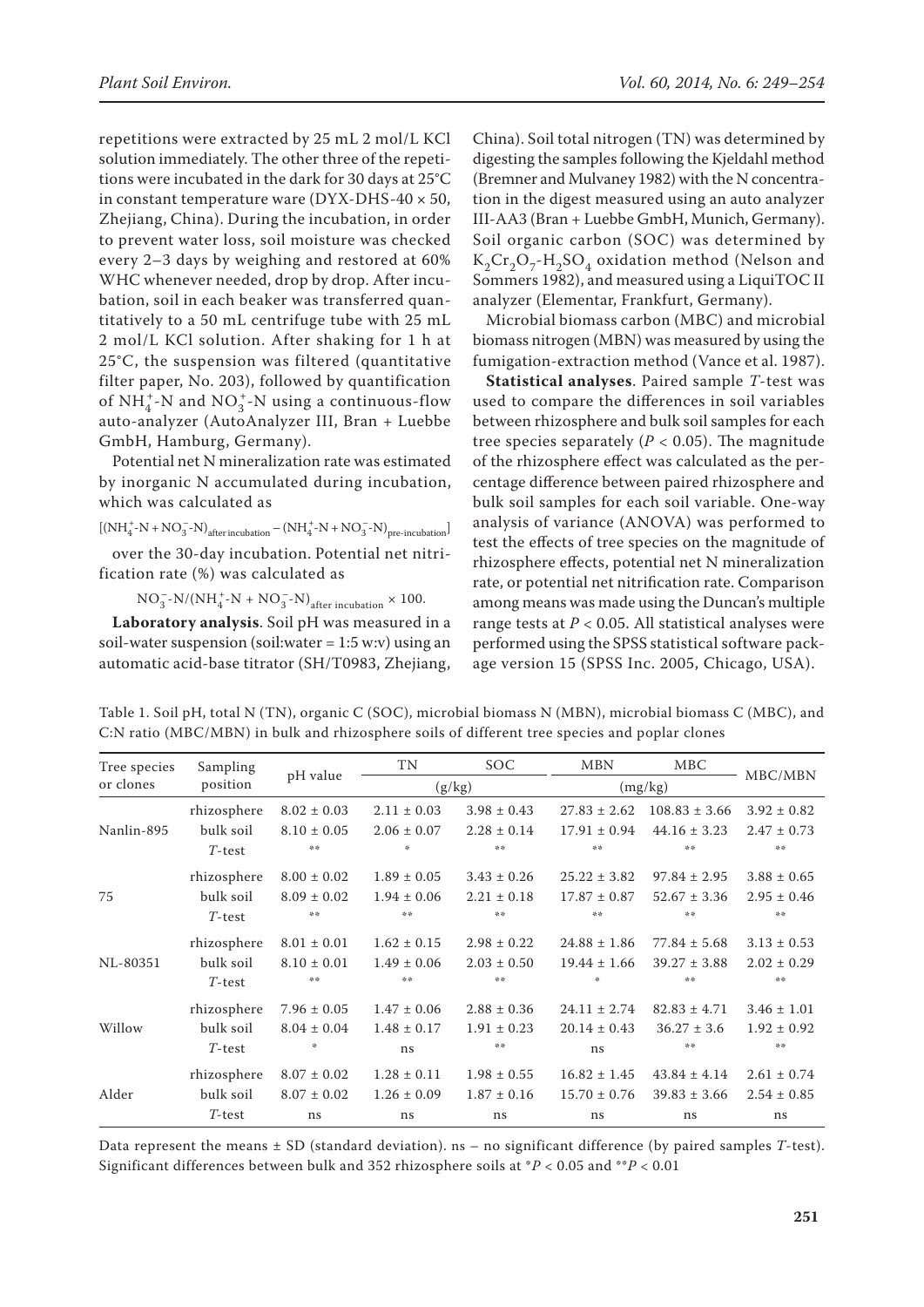repetitions were extracted by 25 mL 2 mol/L KCl solution immediately. The other three of the repetitions were incubated in the dark for 30 days at 25°C in constant temperature ware (DYX-DHS-40 × 50, Zhejiang, China). During the incubation, in order to prevent water loss, soil moisture was checked every 2–3 days by weighing and restored at 60% WHC whenever needed, drop by drop. After incubation, soil in each beaker was transferred quantitatively to a 50 mL centrifuge tube with 25 mL 2 mol/L KCl solution. After shaking for 1 h at 25°C, the suspension was filtered (quantitative filter paper, No. 203), followed by quantification of $NH_4^+$-N and $NO_3^+$-N using a continuous-flow auto-analyzer (AutoAnalyzer III, Bran + Luebbe GmbH, Hamburg, Germany).

Potential net N mineralization rate was estimated by inorganic N accumulated during incubation, which was calculated as

$$[(NH_4^+\text{-}N + NO_3^-\text{-}N)_{\text{after incubation}} - (NH_4^+\text{-}N + NO_3^-\text{-}N)_{\text{pre-incubation}}]$$

over the 30-day incubation. Potential net nitrification rate (%) was calculated as

$$NO_3^-\text{-}N/(NH_4^+\text{-}N + NO_3^-\text{-}N)_{\text{after incubation}} \times 100.$$

**Laboratory analysis**. Soil pH was measured in a soil-water suspension (soil:water = 1:5 w:v) using an automatic acid-base titrator (SH/T0983, Zhejiang, China). Soil total nitrogen (TN) was determined by digesting the samples following the Kjeldahl method (Bremner and Mulvaney 1982) with the N concentration in the digest measured using an auto analyzer III-AA3 (Bran + Luebbe GmbH, Munich, Germany). Soil organic carbon (SOC) was determined by $K_2Cr_2O_7$-$H_2SO_4$ oxidation method (Nelson and Sommers 1982), and measured using a LiquiTOC II analyzer (Elementar, Frankfurt, Germany).

Microbial biomass carbon (MBC) and microbial biomass nitrogen (MBN) was measured by using the fumigation-extraction method (Vance et al. 1987).

**Statistical analyses**. Paired sample *T*-test was used to compare the differences in soil variables between rhizosphere and bulk soil samples for each tree species separately ($P < 0.05$). The magnitude of the rhizosphere effect was calculated as the percentage difference between paired rhizosphere and bulk soil samples for each soil variable. One-way analysis of variance (ANOVA) was performed to test the effects of tree species on the magnitude of rhizosphere effects, potential net N mineralization rate, or potential net nitrification rate. Comparison among means was made using the Duncan's multiple range tests at $P < 0.05$. All statistical analyses were performed using the SPSS statistical software package version 15 (SPSS Inc. 2005, Chicago, USA).

Table 1. Soil pH, total N (TN), organic C (SOC), microbial biomass N (MBN), microbial biomass C (MBC), and C:N ratio (MBC/MBN) in bulk and rhizosphere soils of different tree species and poplar clones

| Tree species or clones | Sampling position | pH value | TN | SOC | MBN | MBC | MBC/MBN |
|---|---|---|---|---|---|---|---|
| | | | (g/kg) | | (mg/kg) | | |
| Nanlin-895 | rhizosphere | 8.02 ± 0.03 | 2.11 ± 0.03 | 3.98 ± 0.43 | 27.83 ± 2.62 | 108.83 ± 3.66 | 3.92 ± 0.82 |
| | bulk soil | 8.10 ± 0.05 | 2.06 ± 0.07 | 2.28 ± 0.14 | 17.91 ± 0.94 | 44.16 ± 3.23 | 2.47 ± 0.73 |
| | *T*-test | ** | * | ** | ** | ** | ** |
| 75 | rhizosphere | 8.00 ± 0.02 | 1.89 ± 0.05 | 3.43 ± 0.26 | 25.22 ± 3.82 | 97.84 ± 2.95 | 3.88 ± 0.65 |
| | bulk soil | 8.09 ± 0.02 | 1.94 ± 0.06 | 2.21 ± 0.18 | 17.87 ± 0.87 | 52.67 ± 3.36 | 2.95 ± 0.46 |
| | *T*-test | ** | ** | ** | ** | ** | ** |
| NL-80351 | rhizosphere | 8.01 ± 0.01 | 1.62 ± 0.15 | 2.98 ± 0.22 | 24.88 ± 1.86 | 77.84 ± 5.68 | 3.13 ± 0.53 |
| | bulk soil | 8.10 ± 0.01 | 1.49 ± 0.06 | 2.03 ± 0.50 | 19.44 ± 1.66 | 39.27 ± 3.88 | 2.02 ± 0.29 |
| | *T*-test | ** | ** | ** | * | ** | ** |
| Willow | rhizosphere | 7.96 ± 0.05 | 1.47 ± 0.06 | 2.88 ± 0.36 | 24.11 ± 2.74 | 82.83 ± 4.71 | 3.46 ± 1.01 |
| | bulk soil | 8.04 ± 0.04 | 1.48 ± 0.17 | 1.91 ± 0.23 | 20.14 ± 0.43 | 36.27 ± 3.6 | 1.92 ± 0.92 |
| | *T*-test | * | ns | ** | ns | ** | ** |
| Alder | rhizosphere | 8.07 ± 0.02 | 1.28 ± 0.11 | 1.98 ± 0.55 | 16.82 ± 1.45 | 43.84 ± 4.14 | 2.61 ± 0.74 |
| | bulk soil | 8.07 ± 0.02 | 1.26 ± 0.09 | 1.87 ± 0.16 | 15.70 ± 0.76 | 39.83 ± 3.66 | 2.54 ± 0.85 |
| | *T*-test | ns | ns | ns | ns | ns | ns |

Data represent the means ± SD (standard deviation). ns – no significant difference (by paired samples *T*-test). Significant differences between bulk and 352 rhizosphere soils at \*$P < 0.05$ and \*\*$P < 0.01$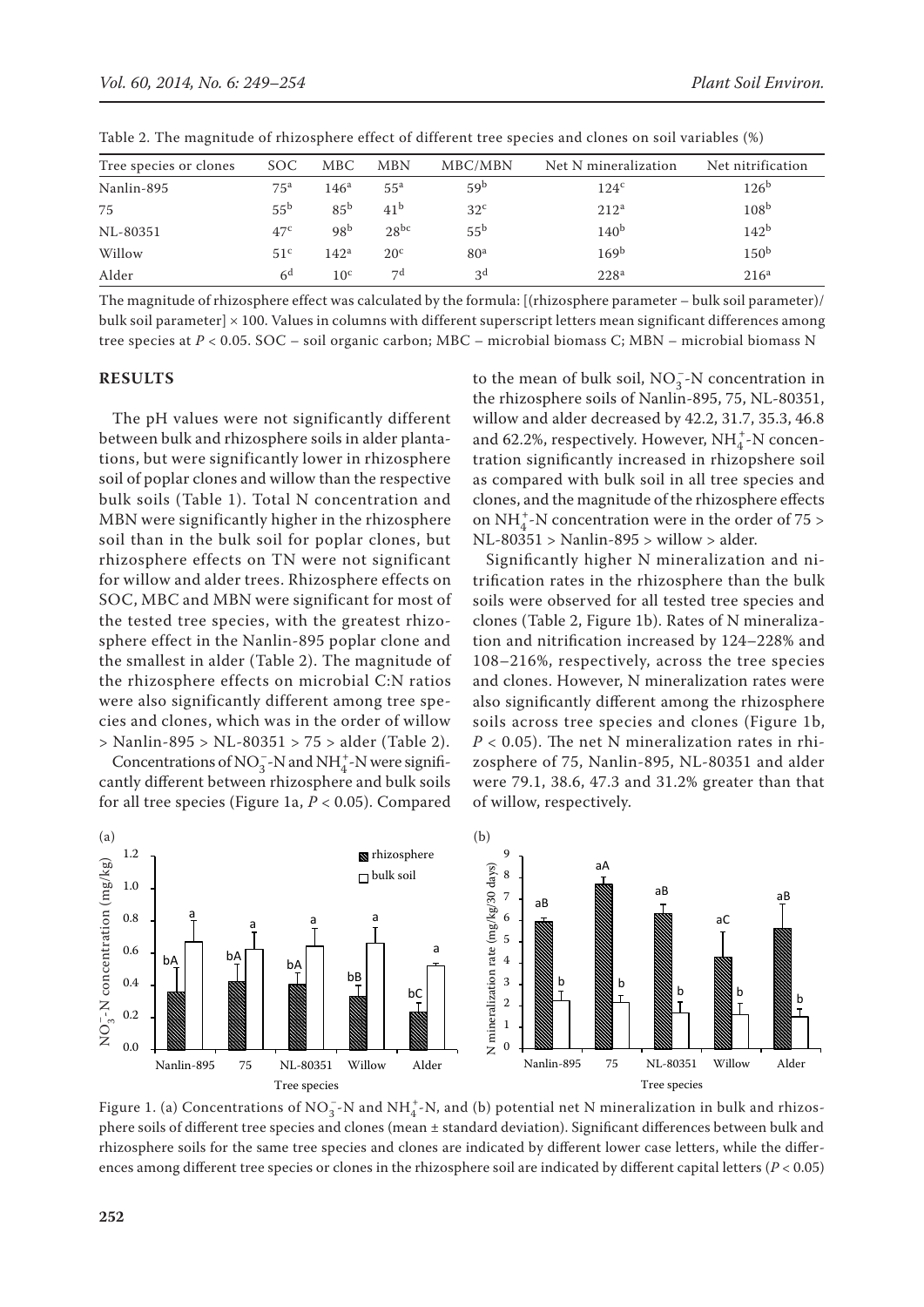Table 2. The magnitude of rhizosphere effect of different tree species and clones on soil variables (%)

| Tree species or clones | SOC | MBC | MBN | MBC/MBN | Net N mineralization | Net nitrification |
|---|---|---|---|---|---|---|
| Nanlin-895 | $75^{a}$ | $146^{a}$ | $55^{a}$ | $59^{b}$ | $124^{c}$ | $126^{b}$ |
| 75 | $55^{b}$ | $85^{b}$ | $41^{b}$ | $32^{c}$ | $212^{a}$ | $108^{b}$ |
| NL-80351 | $47^{c}$ | $98^{b}$ | $28^{bc}$ | $55^{b}$ | $140^{b}$ | $142^{b}$ |
| Willow | $51^{c}$ | $142^{a}$ | $20^{c}$ | $80^{a}$ | $169^{b}$ | $150^{b}$ |
| Alder | $6^{d}$ | $10^{c}$ | $7^{d}$ | $3^{d}$ | $228^{a}$ | $216^{a}$ |

The magnitude of rhizosphere effect was calculated by the formula: [(rhizosphere parameter – bulk soil parameter)/bulk soil parameter] × 100. Values in columns with different superscript letters mean significant differences among tree species at $P < 0.05$. SOC – soil organic carbon; MBC – microbial biomass C; MBN – microbial biomass N

## RESULTS

The pH values were not significantly different between bulk and rhizosphere soils in alder plantations, but were significantly lower in rhizosphere soil of poplar clones and willow than the respective bulk soils (Table 1). Total N concentration and MBN were significantly higher in the rhizosphere soil than in the bulk soil for poplar clones, but rhizosphere effects on TN were not significant for willow and alder trees. Rhizosphere effects on SOC, MBC and MBN were significant for most of the tested tree species, with the greatest rhizosphere effect in the Nanlin-895 poplar clone and the smallest in alder (Table 2). The magnitude of the rhizosphere effects on microbial C:N ratios were also significantly different among tree species and clones, which was in the order of willow > Nanlin-895 > NL-80351 > 75 > alder (Table 2).

Concentrations of $NO_3^-$-N and $NH_4^+$-N were significantly different between rhizosphere and bulk soils for all tree species (Figure 1a, $P < 0.05$). Compared to the mean of bulk soil, $NO_3^-$-N concentration in the rhizosphere soils of Nanlin-895, 75, NL-80351, willow and alder decreased by 42.2, 31.7, 35.3, 46.8 and 62.2%, respectively. However, $NH_4^+$-N concentration significantly increased in rhizopshere soil as compared with bulk soil in all tree species and clones, and the magnitude of the rhizosphere effects on $NH_4^+$-N concentration were in the order of 75 > NL-80351 > Nanlin-895 > willow > alder.

Significantly higher N mineralization and nitrification rates in the rhizosphere than the bulk soils were observed for all tested tree species and clones (Table 2, Figure 1b). Rates of N mineralization and nitrification increased by 124–228% and 108–216%, respectively, across the tree species and clones. However, N mineralization rates were also significantly different among the rhizosphere soils across tree species and clones (Figure 1b, $P < 0.05$). The net N mineralization rates in rhizosphere of 75, Nanlin-895, NL-80351 and alder were 79.1, 38.6, 47.3 and 31.2% greater than that of willow, respectively.

Figure 1. (a) Concentrations of $NO_3^-$-N and $NH_4^+$-N, and (b) potential net N mineralization in bulk and rhizosphere soils of different tree species and clones (mean ± standard deviation). Significant differences between bulk and rhizosphere soils for the same tree species and clones are indicated by different lower case letters, while the differences among different tree species or clones in the rhizosphere soil are indicated by different capital letters ($P < 0.05$)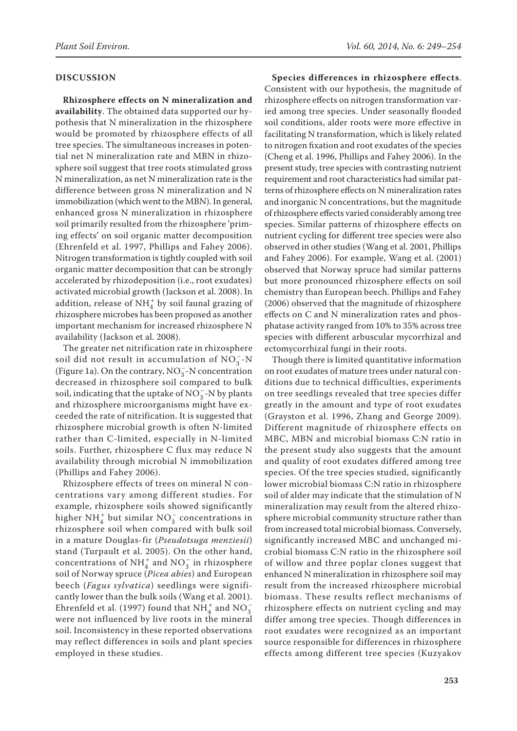## DISCUSSION

**Rhizosphere effects on N mineralization and availability**. The obtained data supported our hypothesis that N mineralization in the rhizosphere would be promoted by rhizosphere effects of all tree species. The simultaneous increases in potential net N mineralization rate and MBN in rhizosphere soil suggest that tree roots stimulated gross N mineralization, as net N mineralization rate is the difference between gross N mineralization and N immobilization (which went to the MBN). In general, enhanced gross N mineralization in rhizosphere soil primarily resulted from the rhizosphere 'priming effects' on soil organic matter decomposition (Ehrenfeld et al. 1997, Phillips and Fahey 2006). Nitrogen transformation is tightly coupled with soil organic matter decomposition that can be strongly accelerated by rhizodeposition (i.e., root exudates) activated microbial growth (Jackson et al. 2008). In addition, release of $NH_4^+$ by soil faunal grazing of rhizosphere microbes has been proposed as another important mechanism for increased rhizosphere N availability (Jackson et al. 2008).

The greater net nitrification rate in rhizosphere soil did not result in accumulation of $NO_3^-$-N (Figure 1a). On the contrary, $NO_3^-$-N concentration decreased in rhizosphere soil compared to bulk soil, indicating that the uptake of $NO_3^-$-N by plants and rhizosphere microorganisms might have exceeded the rate of nitrification. It is suggested that rhizosphere microbial growth is often N-limited rather than C-limited, especially in N-limited soils. Further, rhizosphere C flux may reduce N availability through microbial N immobilization (Phillips and Fahey 2006).

Rhizosphere effects of trees on mineral N concentrations vary among different studies. For example, rhizosphere soils showed significantly higher $NH_4^+$ but similar $NO_3^-$ concentrations in rhizosphere soil when compared with bulk soil in a mature Douglas-fir (*Pseudotsuga menziesii*) stand (Turpault et al. 2005). On the other hand, concentrations of $NH_4^+$ and $NO_3^-$ in rhizosphere soil of Norway spruce (*Picea abies*) and European beech (*Fagus sylvatica*) seedlings were significantly lower than the bulk soils (Wang et al. 2001). Ehrenfeld et al. (1997) found that $NH_4^+$ and $NO_3^-$ were not influenced by live roots in the mineral soil. Inconsistency in these reported observations may reflect differences in soils and plant species employed in these studies.

**Species differences in rhizosphere effects**. Consistent with our hypothesis, the magnitude of rhizosphere effects on nitrogen transformation varied among tree species. Under seasonally flooded soil conditions, alder roots were more effective in facilitating N transformation, which is likely related to nitrogen fixation and root exudates of the species (Cheng et al. 1996, Phillips and Fahey 2006). In the present study, tree species with contrasting nutrient requirement and root characteristics had similar patterns of rhizosphere effects on N mineralization rates and inorganic N concentrations, but the magnitude of rhizosphere effects varied considerably among tree species. Similar patterns of rhizosphere effects on nutrient cycling for different tree species were also observed in other studies (Wang et al. 2001, Phillips and Fahey 2006). For example, Wang et al. (2001) observed that Norway spruce had similar patterns but more pronounced rhizosphere effects on soil chemistry than European beech. Phillips and Fahey (2006) observed that the magnitude of rhizosphere effects on C and N mineralization rates and phosphatase activity ranged from 10% to 35% across tree species with different arbuscular mycorrhizal and ectomycorrhizal fungi in their roots.

Though there is limited quantitative information on root exudates of mature trees under natural conditions due to technical difficulties, experiments on tree seedlings revealed that tree species differ greatly in the amount and type of root exudates (Grayston et al. 1996, Zhang and George 2009). Different magnitude of rhizosphere effects on MBC, MBN and microbial biomass C:N ratio in the present study also suggests that the amount and quality of root exudates differed among tree species. Of the tree species studied, significantly lower microbial biomass C:N ratio in rhizosphere soil of alder may indicate that the stimulation of N mineralization may result from the altered rhizosphere microbial community structure rather than from increased total microbial biomass. Conversely, significantly increased MBC and unchanged microbial biomass C:N ratio in the rhizosphere soil of willow and three poplar clones suggest that enhanced N mineralization in rhizosphere soil may result from the increased rhizosphere microbial biomass. These results reflect mechanisms of rhizosphere effects on nutrient cycling and may differ among tree species. Though differences in root exudates were recognized as an important source responsible for differences in rhizosphere effects among different tree species (Kuzyakov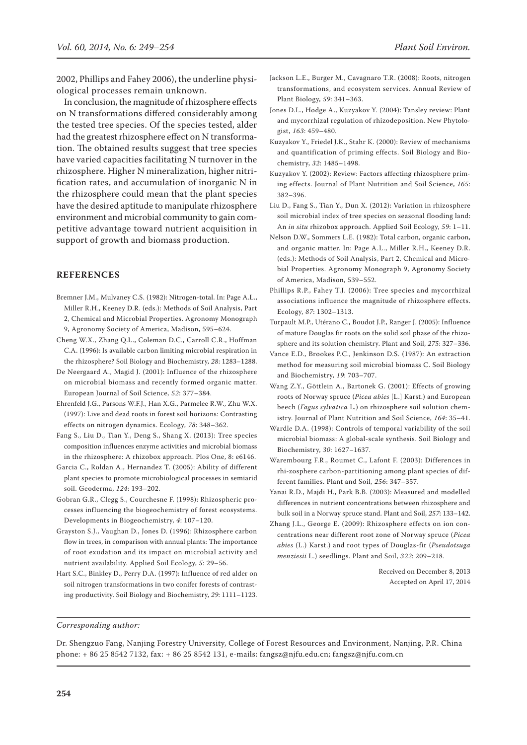2002, Phillips and Fahey 2006), the underline physiological processes remain unknown.

In conclusion, the magnitude of rhizosphere effects on N transformations differed considerably among the tested tree species. Of the species tested, alder had the greatest rhizosphere effect on N transformation. The obtained results suggest that tree species have varied capacities facilitating N turnover in the rhizosphere. Higher N mineralization, higher nitrification rates, and accumulation of inorganic N in the rhizosphere could mean that the plant species have the desired aptitude to manipulate rhizosphere environment and microbial community to gain competitive advantage toward nutrient acquisition in support of growth and biomass production.

## REFERENCES

Bremner J.M., Mulvaney C.S. (1982): Nitrogen-total. In: Page A.L., Miller R.H., Keeney D.R. (eds.): Methods of Soil Analysis, Part 2, Chemical and Microbial Properties. Agronomy Monograph 9, Agronomy Society of America, Madison, 595–624.

Cheng W.X., Zhang Q.L., Coleman D.C., Carroll C.R., Hoffman C.A. (1996): Is available carbon limiting microbial respiration in the rhizosphere? Soil Biology and Biochemistry, *28*: 1283–1288.

De Neergaard A., Magid J. (2001): Influence of the rhizosphere on microbial biomass and recently formed organic matter. European Journal of Soil Science, *52*: 377–384.

Ehrenfeld J.G., Parsons W.F.J., Han X.G., Parmelee R.W., Zhu W.X. (1997): Live and dead roots in forest soil horizons: Contrasting effects on nitrogen dynamics. Ecology, *78*: 348–362.

Fang S., Liu D., Tian Y., Deng S., Shang X. (2013): Tree species composition influences enzyme activities and microbial biomass in the rhizosphere: A rhizobox approach. Plos One, 8: e6146.

Garcia C., Roldan A., Hernandez T. (2005): Ability of different plant species to promote microbiological processes in semiarid soil. Geoderma, *124*: 193–202.

Gobran G.R., Clegg S., Courchesne F. (1998): Rhizospheric processes influencing the biogeochemistry of forest ecosystems. Developments in Biogeochemistry, *4*: 107–120.

Grayston S.J., Vaughan D., Jones D. (1996): Rhizosphere carbon flow in trees, in comparison with annual plants: The importance of root exudation and its impact on microbial activity and nutrient availability. Applied Soil Ecology, *5*: 29–56.

Hart S.C., Binkley D., Perry D.A. (1997): Influence of red alder on soil nitrogen transformations in two conifer forests of contrasting productivity. Soil Biology and Biochemistry, *29*: 1111–1123.

Jackson L.E., Burger M., Cavagnaro T.R. (2008): Roots, nitrogen transformations, and ecosystem services. Annual Review of Plant Biology, *59*: 341–363.

Jones D.L., Hodge A., Kuzyakov Y. (2004): Tansley review: Plant and mycorrhizal regulation of rhizodeposition. New Phytologist, *163*: 459–480.

Kuzyakov Y., Friedel J.K., Stahr K. (2000): Review of mechanisms and quantification of priming effects. Soil Biology and Biochemistry, *32*: 1485–1498.

Kuzyakov Y. (2002): Review: Factors affecting rhizosphere priming effects. Journal of Plant Nutrition and Soil Science, *165*: 382–396.

Liu D., Fang S., Tian Y., Dun X. (2012): Variation in rhizosphere soil microbial index of tree species on seasonal flooding land: An *in situ* rhizobox approach. Applied Soil Ecology, *59*: 1–11.

Nelson D.W., Sommers L.E. (1982): Total carbon, organic carbon, and organic matter. In: Page A.L., Miller R.H., Keeney D.R. (eds.): Methods of Soil Analysis, Part 2, Chemical and Microbial Properties. Agronomy Monograph 9, Agronomy Society of America, Madison, 539–552.

Phillips R.P., Fahey T.J. (2006): Tree species and mycorrhizal associations influence the magnitude of rhizosphere effects. Ecology, *87*: 1302–1313.

Turpault M.P., Utérano C., Boudot J.P., Ranger J. (2005): Influence of mature Douglas fir roots on the solid soil phase of the rhizosphere and its solution chemistry. Plant and Soil, *275*: 327–336.

Vance E.D., Brookes P.C., Jenkinson D.S. (1987): An extraction method for measuring soil microbial biomass C. Soil Biology and Biochemistry, *19*: 703–707.

Wang Z.Y., Göttlein A., Bartonek G. (2001): Effects of growing roots of Norway spruce (*Picea abies* [L.] Karst.) and European beech (*Fagus sylvatica* L.) on rhizosphere soil solution chemistry. Journal of Plant Nutrition and Soil Science, *164*: 35–41.

Wardle D.A. (1998): Controls of temporal variability of the soil microbial biomass: A global-scale synthesis. Soil Biology and Biochemistry, *30*: 1627–1637.

Warembourg F.R., Roumet C., Lafont F. (2003): Differences in rhi-zosphere carbon-partitioning among plant species of different families. Plant and Soil, *256*: 347–357.

Yanai R.D., Majdi H., Park B.B. (2003): Measured and modelled differences in nutrient concentrations between rhizosphere and bulk soil in a Norway spruce stand. Plant and Soil, *257*: 133–142.

Zhang J.L., George E. (2009): Rhizosphere effects on ion concentrations near different root zone of Norway spruce (*Picea abies* (L.) Karst.) and root types of Douglas-fir (*Pseudotsuga menziesii* L.) seedlings. Plant and Soil, *322*: 209–218.

Received on December 8, 2013
Accepted on April 17, 2014

*Corresponding author:*

Dr. Shengzuo Fang, Nanjing Forestry University, College of Forest Resources and Environment, Nanjing, P.R. China
phone: + 86 25 8542 7132, fax: + 86 25 8542 131, e-mails: fangsz@njfu.edu.cn; fangsz@njfu.com.cn